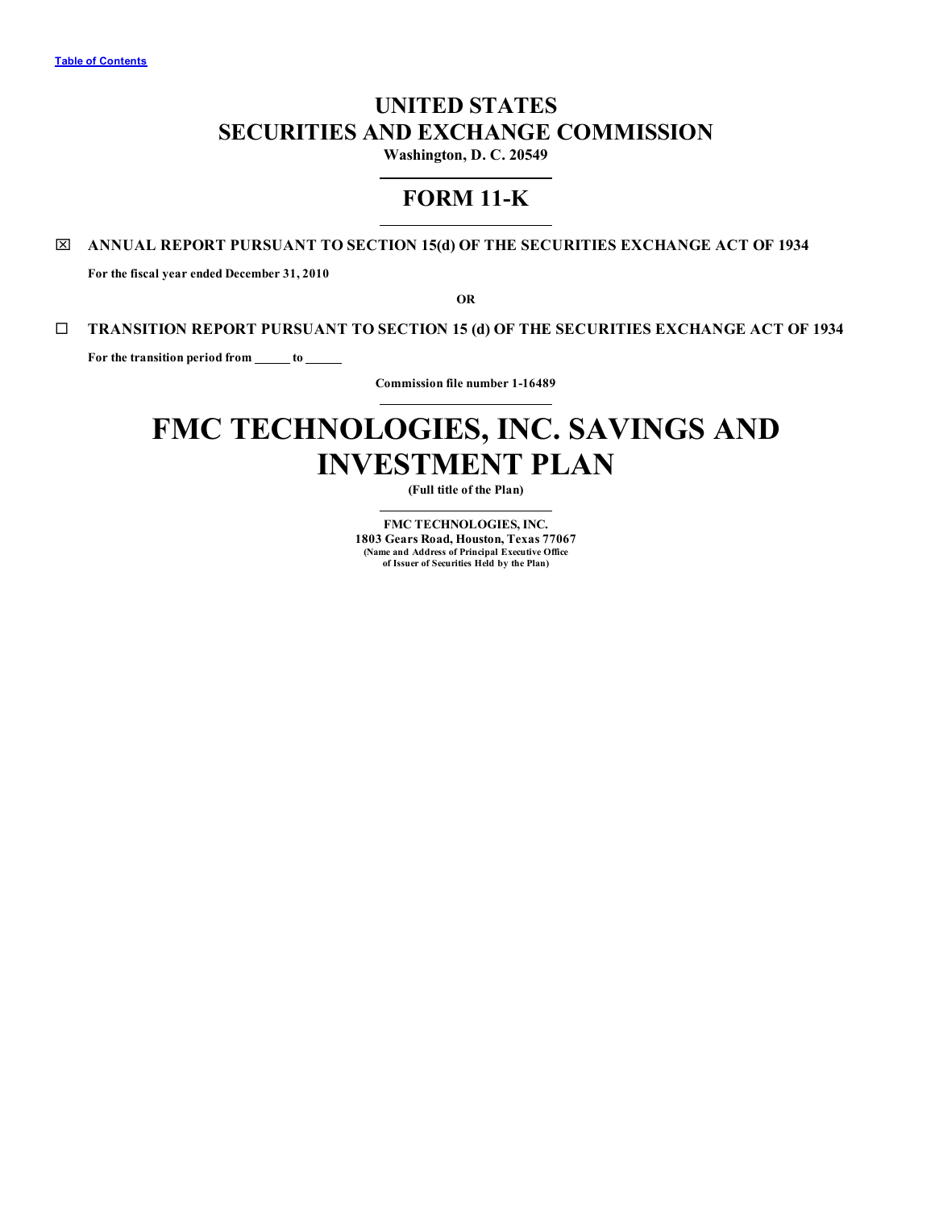Table of Contents

# UNITED STATES
# SECURITIES AND EXCHANGE COMMISSION

**Washington, D. C. 20549**

## FORM 11-K

☒ **ANNUAL REPORT PURSUANT TO SECTION 15(d) OF THE SECURITIES EXCHANGE ACT OF 1934**

**For the fiscal year ended December 31, 2010**

**OR**

☐ **TRANSITION REPORT PURSUANT TO SECTION 15 (d) OF THE SECURITIES EXCHANGE ACT OF 1934**

**For the transition period from \_\_\_\_\_\_ to \_\_\_\_\_\_**

**Commission file number 1-16489**

# FMC TECHNOLOGIES, INC. SAVINGS AND INVESTMENT PLAN

**(Full title of the Plan)**

**FMC TECHNOLOGIES, INC.**
**1803 Gears Road, Houston, Texas 77067**
**(Name and Address of Principal Executive Office of Issuer of Securities Held by the Plan)**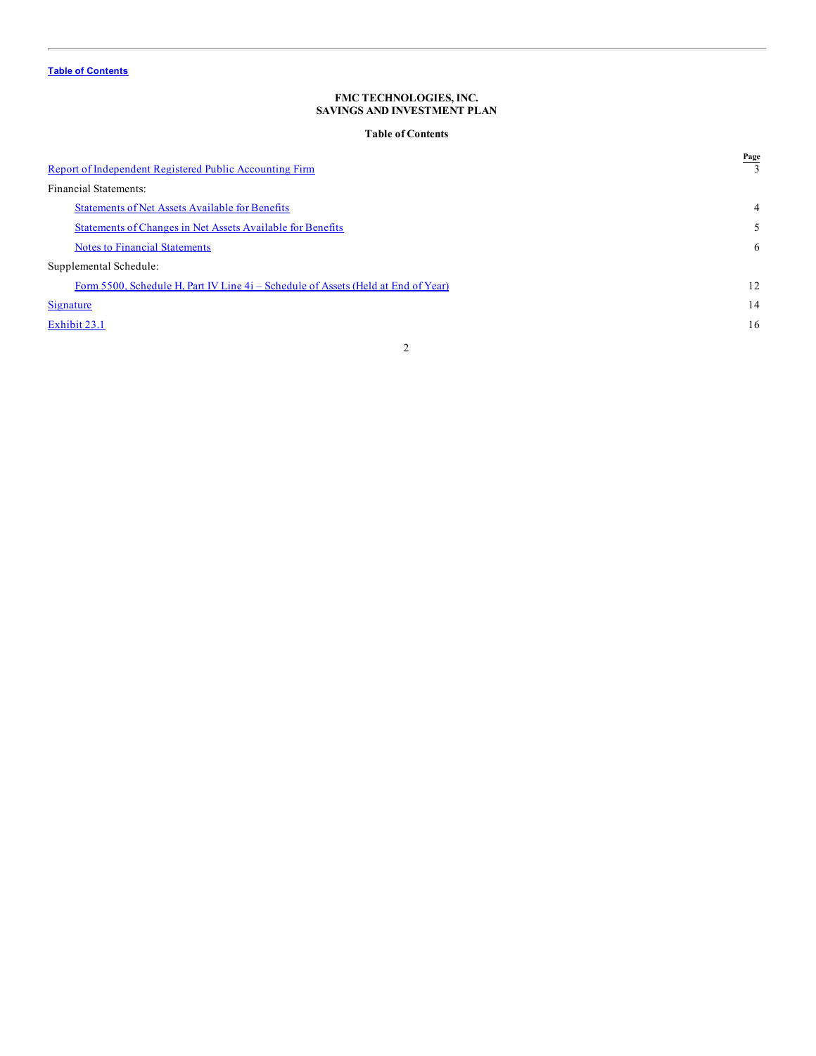Table of Contents

**FMC TECHNOLOGIES, INC.**
**SAVINGS AND INVESTMENT PLAN**

**Table of Contents**

| | Page |
|---|---|
| Report of Independent Registered Public Accounting Firm | 3 |
| Financial Statements: | |
| Statements of Net Assets Available for Benefits | 4 |
| Statements of Changes in Net Assets Available for Benefits | 5 |
| Notes to Financial Statements | 6 |
| Supplemental Schedule: | |
| Form 5500, Schedule H, Part IV Line 4i – Schedule of Assets (Held at End of Year) | 12 |
| Signature | 14 |
| Exhibit 23.1 | 16 |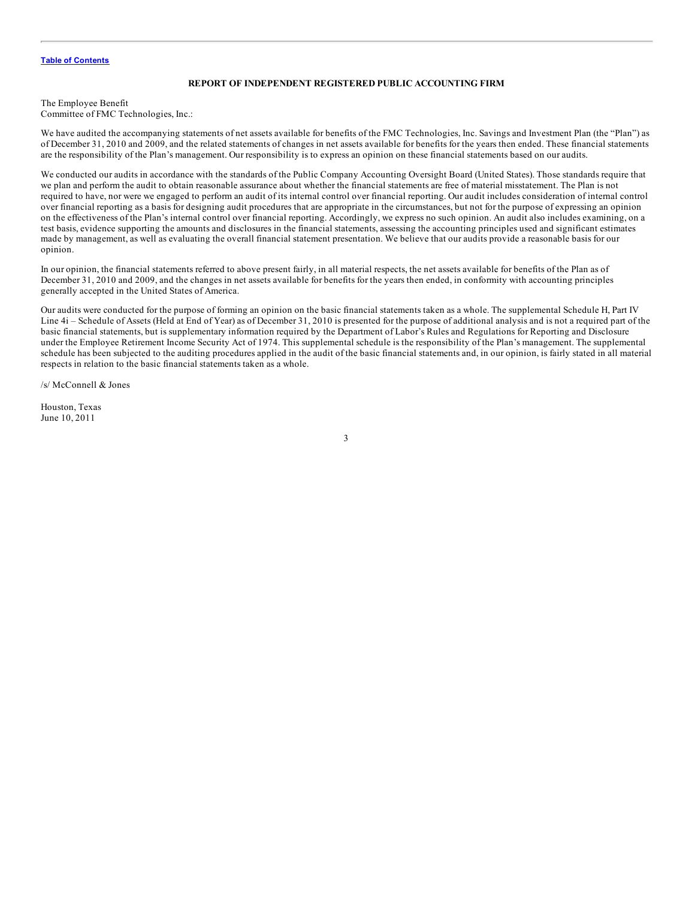Table of Contents

## REPORT OF INDEPENDENT REGISTERED PUBLIC ACCOUNTING FIRM

The Employee Benefit
Committee of FMC Technologies, Inc.:

We have audited the accompanying statements of net assets available for benefits of the FMC Technologies, Inc. Savings and Investment Plan (the "Plan") as of December 31, 2010 and 2009, and the related statements of changes in net assets available for benefits for the years then ended. These financial statements are the responsibility of the Plan's management. Our responsibility is to express an opinion on these financial statements based on our audits.

We conducted our audits in accordance with the standards of the Public Company Accounting Oversight Board (United States). Those standards require that we plan and perform the audit to obtain reasonable assurance about whether the financial statements are free of material misstatement. The Plan is not required to have, nor were we engaged to perform an audit of its internal control over financial reporting. Our audit includes consideration of internal control over financial reporting as a basis for designing audit procedures that are appropriate in the circumstances, but not for the purpose of expressing an opinion on the effectiveness of the Plan's internal control over financial reporting. Accordingly, we express no such opinion. An audit also includes examining, on a test basis, evidence supporting the amounts and disclosures in the financial statements, assessing the accounting principles used and significant estimates made by management, as well as evaluating the overall financial statement presentation. We believe that our audits provide a reasonable basis for our opinion.

In our opinion, the financial statements referred to above present fairly, in all material respects, the net assets available for benefits of the Plan as of December 31, 2010 and 2009, and the changes in net assets available for benefits for the years then ended, in conformity with accounting principles generally accepted in the United States of America.

Our audits were conducted for the purpose of forming an opinion on the basic financial statements taken as a whole. The supplemental Schedule H, Part IV Line 4i – Schedule of Assets (Held at End of Year) as of December 31, 2010 is presented for the purpose of additional analysis and is not a required part of the basic financial statements, but is supplementary information required by the Department of Labor's Rules and Regulations for Reporting and Disclosure under the Employee Retirement Income Security Act of 1974. This supplemental schedule is the responsibility of the Plan's management. The supplemental schedule has been subjected to the auditing procedures applied in the audit of the basic financial statements and, in our opinion, is fairly stated in all material respects in relation to the basic financial statements taken as a whole.

/s/ McConnell & Jones

Houston, Texas
June 10, 2011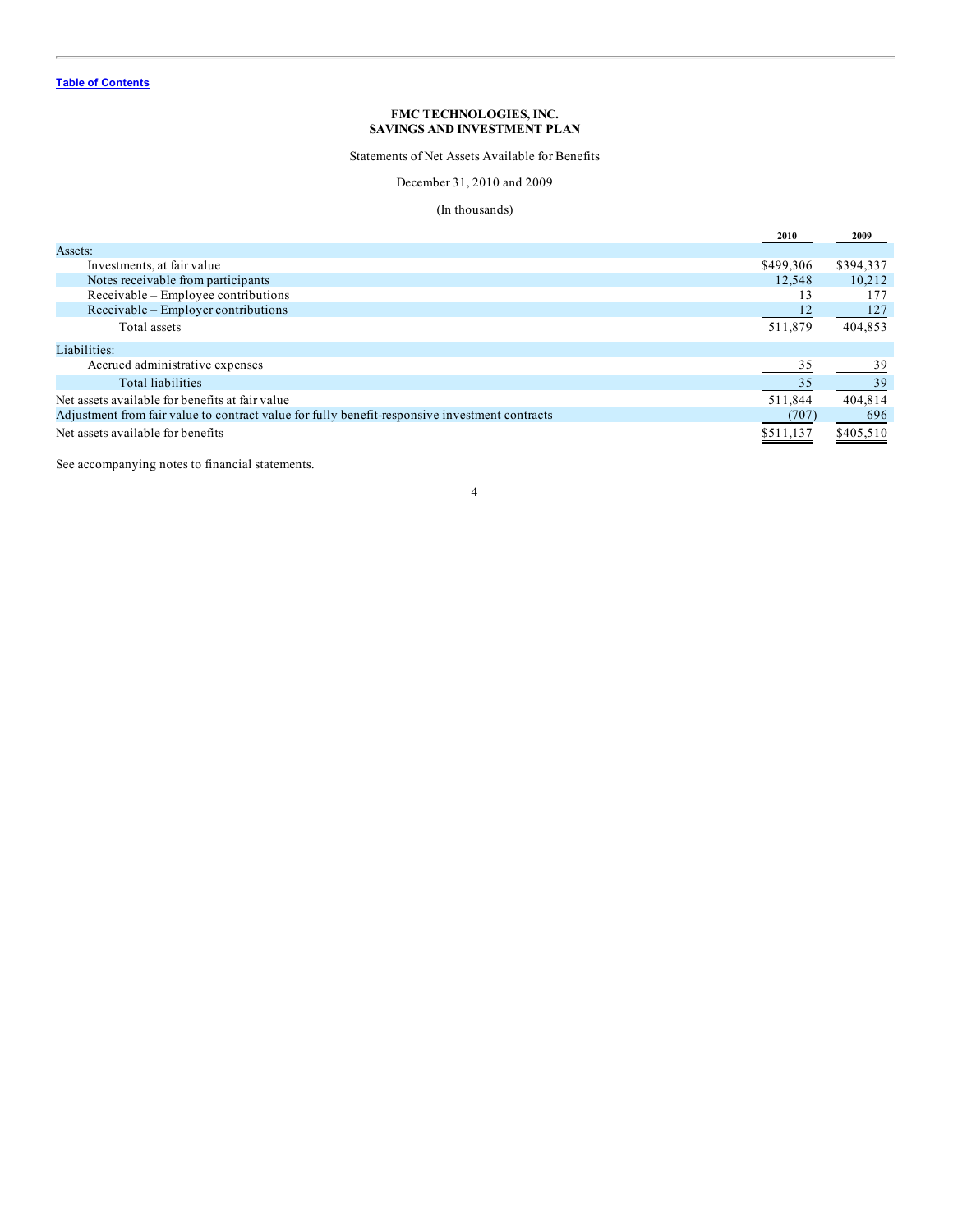[Table of Contents](#)

**FMC TECHNOLOGIES, INC.**
**SAVINGS AND INVESTMENT PLAN**

Statements of Net Assets Available for Benefits

December 31, 2010 and 2009

(In thousands)

| | 2010 | 2009 |
|---|---|---|
| Assets: | | |
| Investments, at fair value | $499,306 | $394,337 |
| Notes receivable from participants | 12,548 | 10,212 |
| Receivable – Employee contributions | 13 | 177 |
| Receivable – Employer contributions | 12 | 127 |
| Total assets | 511,879 | 404,853 |
| Liabilities: | | |
| Accrued administrative expenses | 35 | 39 |
| Total liabilities | 35 | 39 |
| Net assets available for benefits at fair value | 511,844 | 404,814 |
| Adjustment from fair value to contract value for fully benefit-responsive investment contracts | (707) | 696 |
| Net assets available for benefits | $511,137 | $405,510 |

See accompanying notes to financial statements.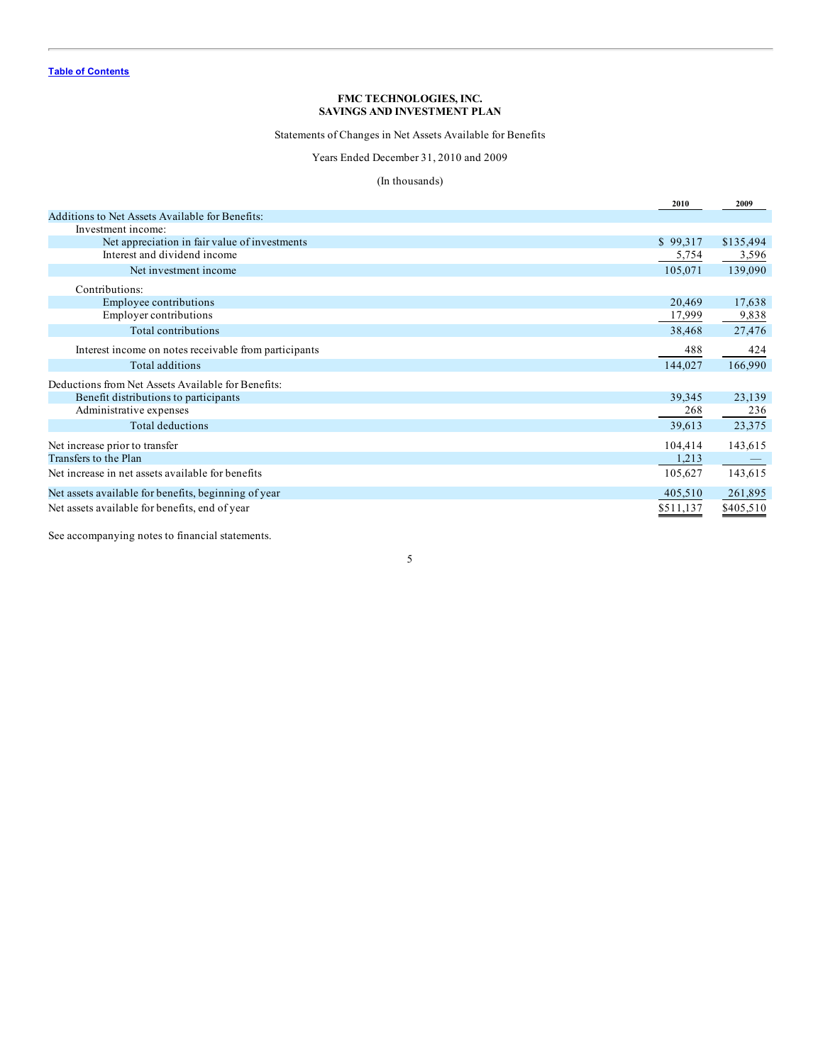Table of Contents

**FMC TECHNOLOGIES, INC.**
**SAVINGS AND INVESTMENT PLAN**

Statements of Changes in Net Assets Available for Benefits

Years Ended December 31, 2010 and 2009

(In thousands)

| | 2010 | 2009 |
|---|---|---|
| Additions to Net Assets Available for Benefits: | | |
| Investment income: | | |
| Net appreciation in fair value of investments | $ 99,317 | $135,494 |
| Interest and dividend income | 5,754 | 3,596 |
| Net investment income | 105,071 | 139,090 |
| Contributions: | | |
| Employee contributions | 20,469 | 17,638 |
| Employer contributions | 17,999 | 9,838 |
| Total contributions | 38,468 | 27,476 |
| Interest income on notes receivable from participants | 488 | 424 |
| Total additions | 144,027 | 166,990 |
| Deductions from Net Assets Available for Benefits: | | |
| Benefit distributions to participants | 39,345 | 23,139 |
| Administrative expenses | 268 | 236 |
| Total deductions | 39,613 | 23,375 |
| Net increase prior to transfer | 104,414 | 143,615 |
| Transfers to the Plan | 1,213 | — |
| Net increase in net assets available for benefits | 105,627 | 143,615 |
| Net assets available for benefits, beginning of year | 405,510 | 261,895 |
| Net assets available for benefits, end of year | $511,137 | $405,510 |

See accompanying notes to financial statements.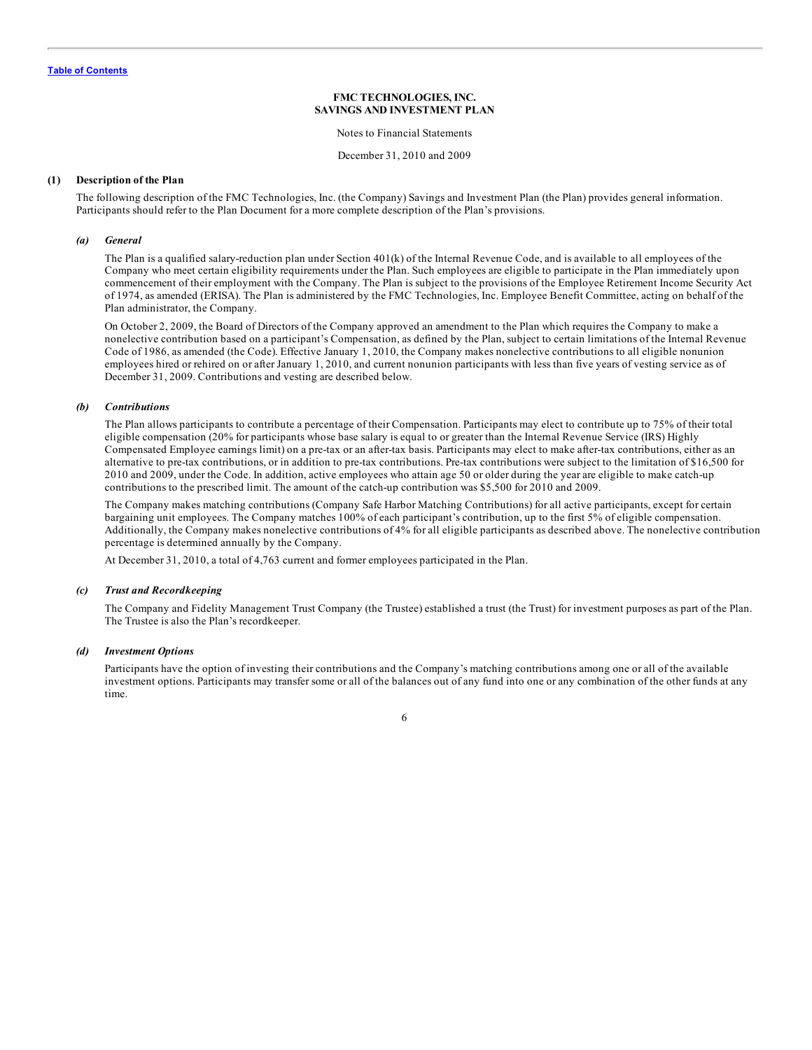**FMC TECHNOLOGIES, INC.**
**SAVINGS AND INVESTMENT PLAN**

Notes to Financial Statements

December 31, 2010 and 2009

## (1) Description of the Plan

The following description of the FMC Technologies, Inc. (the Company) Savings and Investment Plan (the Plan) provides general information. Participants should refer to the Plan Document for a more complete description of the Plan's provisions.

### *(a) General*

The Plan is a qualified salary-reduction plan under Section 401(k) of the Internal Revenue Code, and is available to all employees of the Company who meet certain eligibility requirements under the Plan. Such employees are eligible to participate in the Plan immediately upon commencement of their employment with the Company. The Plan is subject to the provisions of the Employee Retirement Income Security Act of 1974, as amended (ERISA). The Plan is administered by the FMC Technologies, Inc. Employee Benefit Committee, acting on behalf of the Plan administrator, the Company.

On October 2, 2009, the Board of Directors of the Company approved an amendment to the Plan which requires the Company to make a nonelective contribution based on a participant's Compensation, as defined by the Plan, subject to certain limitations of the Internal Revenue Code of 1986, as amended (the Code). Effective January 1, 2010, the Company makes nonelective contributions to all eligible nonunion employees hired or rehired on or after January 1, 2010, and current nonunion participants with less than five years of vesting service as of December 31, 2009. Contributions and vesting are described below.

### *(b) Contributions*

The Plan allows participants to contribute a percentage of their Compensation. Participants may elect to contribute up to 75% of their total eligible compensation (20% for participants whose base salary is equal to or greater than the Internal Revenue Service (IRS) Highly Compensated Employee earnings limit) on a pre-tax or an after-tax basis. Participants may elect to make after-tax contributions, either as an alternative to pre-tax contributions, or in addition to pre-tax contributions. Pre-tax contributions were subject to the limitation of $16,500 for 2010 and 2009, under the Code. In addition, active employees who attain age 50 or older during the year are eligible to make catch-up contributions to the prescribed limit. The amount of the catch-up contribution was $5,500 for 2010 and 2009.

The Company makes matching contributions (Company Safe Harbor Matching Contributions) for all active participants, except for certain bargaining unit employees. The Company matches 100% of each participant's contribution, up to the first 5% of eligible compensation. Additionally, the Company makes nonelective contributions of 4% for all eligible participants as described above. The nonelective contribution percentage is determined annually by the Company.

At December 31, 2010, a total of 4,763 current and former employees participated in the Plan.

### *(c) Trust and Recordkeeping*

The Company and Fidelity Management Trust Company (the Trustee) established a trust (the Trust) for investment purposes as part of the Plan. The Trustee is also the Plan's recordkeeper.

### *(d) Investment Options*

Participants have the option of investing their contributions and the Company's matching contributions among one or all of the available investment options. Participants may transfer some or all of the balances out of any fund into one or any combination of the other funds at any time.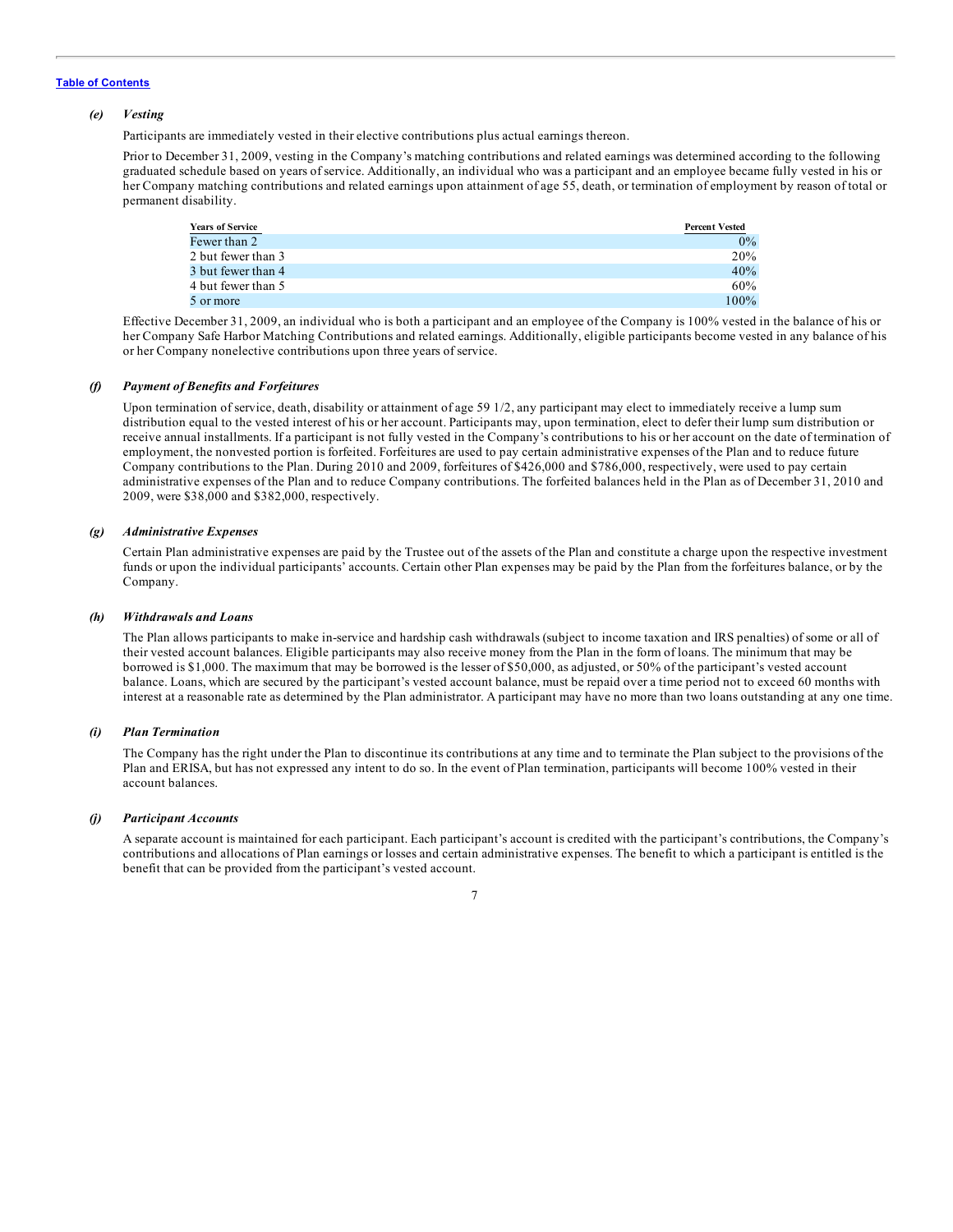### *(e) Vesting*

Participants are immediately vested in their elective contributions plus actual earnings thereon.

Prior to December 31, 2009, vesting in the Company's matching contributions and related earnings was determined according to the following graduated schedule based on years of service. Additionally, an individual who was a participant and an employee became fully vested in his or her Company matching contributions and related earnings upon attainment of age 55, death, or termination of employment by reason of total or permanent disability.

| Years of Service | Percent Vested |
|---|---|
| Fewer than 2 | 0% |
| 2 but fewer than 3 | 20% |
| 3 but fewer than 4 | 40% |
| 4 but fewer than 5 | 60% |
| 5 or more | 100% |

Effective December 31, 2009, an individual who is both a participant and an employee of the Company is 100% vested in the balance of his or her Company Safe Harbor Matching Contributions and related earnings. Additionally, eligible participants become vested in any balance of his or her Company nonelective contributions upon three years of service.

### *(f) Payment of Benefits and Forfeitures*

Upon termination of service, death, disability or attainment of age 59 1/2, any participant may elect to immediately receive a lump sum distribution equal to the vested interest of his or her account. Participants may, upon termination, elect to defer their lump sum distribution or receive annual installments. If a participant is not fully vested in the Company's contributions to his or her account on the date of termination of employment, the nonvested portion is forfeited. Forfeitures are used to pay certain administrative expenses of the Plan and to reduce future Company contributions to the Plan. During 2010 and 2009, forfeitures of $426,000 and $786,000, respectively, were used to pay certain administrative expenses of the Plan and to reduce Company contributions. The forfeited balances held in the Plan as of December 31, 2010 and 2009, were $38,000 and $382,000, respectively.

### *(g) Administrative Expenses*

Certain Plan administrative expenses are paid by the Trustee out of the assets of the Plan and constitute a charge upon the respective investment funds or upon the individual participants' accounts. Certain other Plan expenses may be paid by the Plan from the forfeitures balance, or by the Company.

### *(h) Withdrawals and Loans*

The Plan allows participants to make in-service and hardship cash withdrawals (subject to income taxation and IRS penalties) of some or all of their vested account balances. Eligible participants may also receive money from the Plan in the form of loans. The minimum that may be borrowed is $1,000. The maximum that may be borrowed is the lesser of $50,000, as adjusted, or 50% of the participant's vested account balance. Loans, which are secured by the participant's vested account balance, must be repaid over a time period not to exceed 60 months with interest at a reasonable rate as determined by the Plan administrator. A participant may have no more than two loans outstanding at any one time.

### *(i) Plan Termination*

The Company has the right under the Plan to discontinue its contributions at any time and to terminate the Plan subject to the provisions of the Plan and ERISA, but has not expressed any intent to do so. In the event of Plan termination, participants will become 100% vested in their account balances.

### *(j) Participant Accounts*

A separate account is maintained for each participant. Each participant's account is credited with the participant's contributions, the Company's contributions and allocations of Plan earnings or losses and certain administrative expenses. The benefit to which a participant is entitled is the benefit that can be provided from the participant's vested account.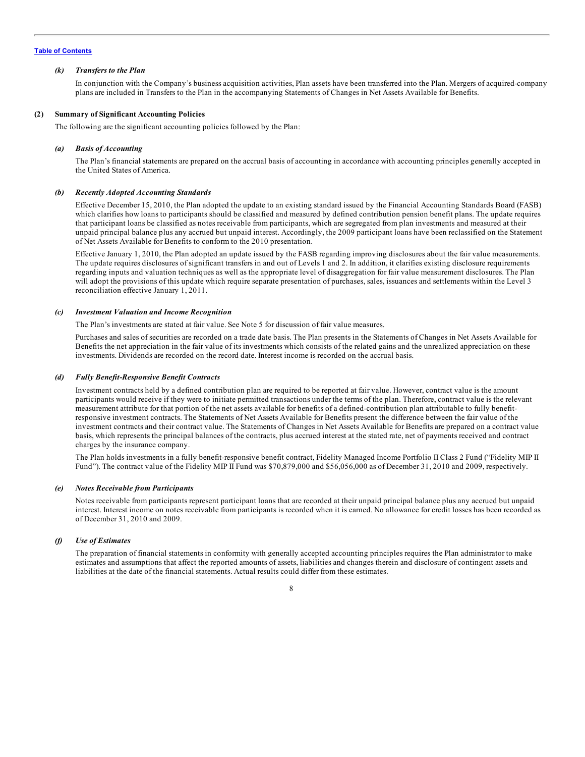### *(k) Transfers to the Plan*

In conjunction with the Company's business acquisition activities, Plan assets have been transferred into the Plan. Mergers of acquired-company plans are included in Transfers to the Plan in the accompanying Statements of Changes in Net Assets Available for Benefits.

## (2) Summary of Significant Accounting Policies

The following are the significant accounting policies followed by the Plan:

### *(a) Basis of Accounting*

The Plan's financial statements are prepared on the accrual basis of accounting in accordance with accounting principles generally accepted in the United States of America.

### *(b) Recently Adopted Accounting Standards*

Effective December 15, 2010, the Plan adopted the update to an existing standard issued by the Financial Accounting Standards Board (FASB) which clarifies how loans to participants should be classified and measured by defined contribution pension benefit plans. The update requires that participant loans be classified as notes receivable from participants, which are segregated from plan investments and measured at their unpaid principal balance plus any accrued but unpaid interest. Accordingly, the 2009 participant loans have been reclassified on the Statement of Net Assets Available for Benefits to conform to the 2010 presentation.

Effective January 1, 2010, the Plan adopted an update issued by the FASB regarding improving disclosures about the fair value measurements. The update requires disclosures of significant transfers in and out of Levels 1 and 2. In addition, it clarifies existing disclosure requirements regarding inputs and valuation techniques as well as the appropriate level of disaggregation for fair value measurement disclosures. The Plan will adopt the provisions of this update which require separate presentation of purchases, sales, issuances and settlements within the Level 3 reconciliation effective January 1, 2011.

### *(c) Investment Valuation and Income Recognition*

The Plan's investments are stated at fair value. See Note 5 for discussion of fair value measures.

Purchases and sales of securities are recorded on a trade date basis. The Plan presents in the Statements of Changes in Net Assets Available for Benefits the net appreciation in the fair value of its investments which consists of the related gains and the unrealized appreciation on these investments. Dividends are recorded on the record date. Interest income is recorded on the accrual basis.

### *(d) Fully Benefit-Responsive Benefit Contracts*

Investment contracts held by a defined contribution plan are required to be reported at fair value. However, contract value is the amount participants would receive if they were to initiate permitted transactions under the terms of the plan. Therefore, contract value is the relevant measurement attribute for that portion of the net assets available for benefits of a defined-contribution plan attributable to fully benefit-responsive investment contracts. The Statements of Net Assets Available for Benefits present the difference between the fair value of the investment contracts and their contract value. The Statements of Changes in Net Assets Available for Benefits are prepared on a contract value basis, which represents the principal balances of the contracts, plus accrued interest at the stated rate, net of payments received and contract charges by the insurance company.

The Plan holds investments in a fully benefit-responsive benefit contract, Fidelity Managed Income Portfolio II Class 2 Fund ("Fidelity MIP II Fund"). The contract value of the Fidelity MIP II Fund was $70,879,000 and $56,056,000 as of December 31, 2010 and 2009, respectively.

### *(e) Notes Receivable from Participants*

Notes receivable from participants represent participant loans that are recorded at their unpaid principal balance plus any accrued but unpaid interest. Interest income on notes receivable from participants is recorded when it is earned. No allowance for credit losses has been recorded as of December 31, 2010 and 2009.

### *(f) Use of Estimates*

The preparation of financial statements in conformity with generally accepted accounting principles requires the Plan administrator to make estimates and assumptions that affect the reported amounts of assets, liabilities and changes therein and disclosure of contingent assets and liabilities at the date of the financial statements. Actual results could differ from these estimates.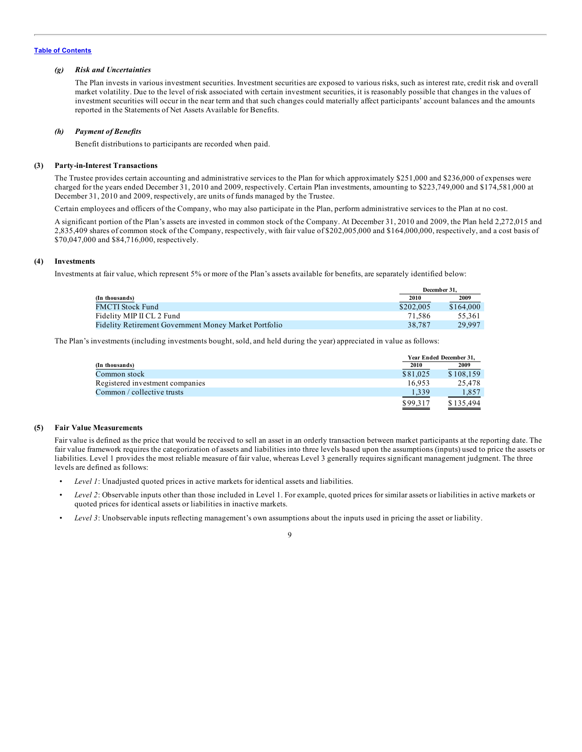Table of Contents

#### (g) *Risk and Uncertainties*

The Plan invests in various investment securities. Investment securities are exposed to various risks, such as interest rate, credit risk and overall market volatility. Due to the level of risk associated with certain investment securities, it is reasonably possible that changes in the values of investment securities will occur in the near term and that such changes could materially affect participants' account balances and the amounts reported in the Statements of Net Assets Available for Benefits.

#### (h) *Payment of Benefits*

Benefit distributions to participants are recorded when paid.

### (3) Party-in-Interest Transactions

The Trustee provides certain accounting and administrative services to the Plan for which approximately $251,000 and $236,000 of expenses were charged for the years ended December 31, 2010 and 2009, respectively. Certain Plan investments, amounting to $223,749,000 and $174,581,000 at December 31, 2010 and 2009, respectively, are units of funds managed by the Trustee.

Certain employees and officers of the Company, who may also participate in the Plan, perform administrative services to the Plan at no cost.

A significant portion of the Plan's assets are invested in common stock of the Company. At December 31, 2010 and 2009, the Plan held 2,272,015 and 2,835,409 shares of common stock of the Company, respectively, with fair value of $202,005,000 and $164,000,000, respectively, and a cost basis of $70,047,000 and $84,716,000, respectively.

### (4) Investments

Investments at fair value, which represent 5% or more of the Plan's assets available for benefits, are separately identified below:

| (In thousands) | December 31, 2010 | December 31, 2009 |
|---|---|---|
| FMCTI Stock Fund | $202,005 | $164,000 |
| Fidelity MIP II CL 2 Fund | 71,586 | 55,361 |
| Fidelity Retirement Government Money Market Portfolio | 38,787 | 29,997 |

The Plan's investments (including investments bought, sold, and held during the year) appreciated in value as follows:

| (In thousands) | Year Ended December 31, 2010 | Year Ended December 31, 2009 |
|---|---|---|
| Common stock | $81,025 | $108,159 |
| Registered investment companies | 16,953 | 25,478 |
| Common / collective trusts | 1,339 | 1,857 |
| | $99,317 | $135,494 |

### (5) Fair Value Measurements

Fair value is defined as the price that would be received to sell an asset in an orderly transaction between market participants at the reporting date. The fair value framework requires the categorization of assets and liabilities into three levels based upon the assumptions (inputs) used to price the assets or liabilities. Level 1 provides the most reliable measure of fair value, whereas Level 3 generally requires significant management judgment. The three levels are defined as follows:

- *Level 1*: Unadjusted quoted prices in active markets for identical assets and liabilities.
- *Level 2*: Observable inputs other than those included in Level 1. For example, quoted prices for similar assets or liabilities in active markets or quoted prices for identical assets or liabilities in inactive markets.
- *Level 3*: Unobservable inputs reflecting management's own assumptions about the inputs used in pricing the asset or liability.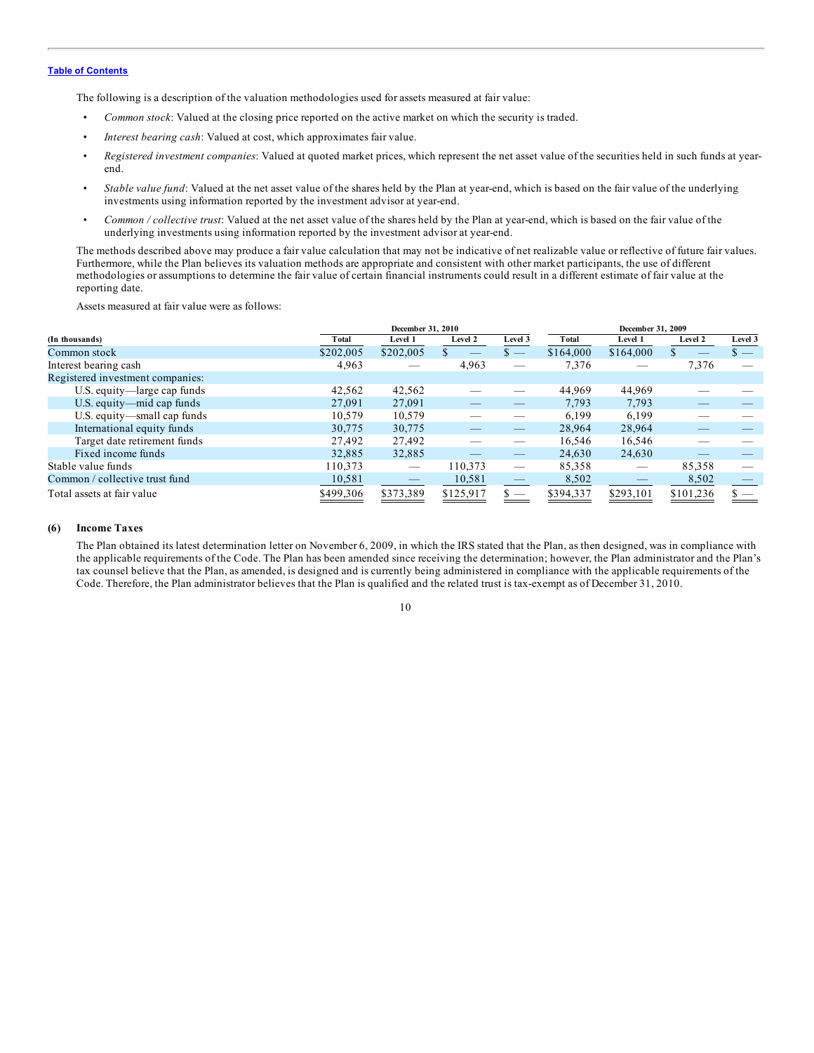The following is a description of the valuation methodologies used for assets measured at fair value:

- *Common stock*: Valued at the closing price reported on the active market on which the security is traded.
- *Interest bearing cash*: Valued at cost, which approximates fair value.
- *Registered investment companies*: Valued at quoted market prices, which represent the net asset value of the securities held in such funds at year-end.
- *Stable value fund*: Valued at the net asset value of the shares held by the Plan at year-end, which is based on the fair value of the underlying investments using information reported by the investment advisor at year-end.
- *Common / collective trust*: Valued at the net asset value of the shares held by the Plan at year-end, which is based on the fair value of the underlying investments using information reported by the investment advisor at year-end.

The methods described above may produce a fair value calculation that may not be indicative of net realizable value or reflective of future fair values. Furthermore, while the Plan believes its valuation methods are appropriate and consistent with other market participants, the use of different methodologies or assumptions to determine the fair value of certain financial instruments could result in a different estimate of fair value at the reporting date.

Assets measured at fair value were as follows:

| | December 31, 2010 | | | | December 31, 2009 | | | |
|---|---|---|---|---|---|---|---|---|
| **(In thousands)** | **Total** | **Level 1** | **Level 2** | **Level 3** | **Total** | **Level 1** | **Level 2** | **Level 3** |
| Common stock | $202,005 | $202,005 | $ — | $ — | $164,000 | $164,000 | $ — | $ — |
| Interest bearing cash | 4,963 | — | 4,963 | — | 7,376 | — | 7,376 | — |
| Registered investment companies: | | | | | | | | |
| U.S. equity—large cap funds | 42,562 | 42,562 | — | — | 44,969 | 44,969 | — | — |
| U.S. equity—mid cap funds | 27,091 | 27,091 | — | — | 7,793 | 7,793 | — | — |
| U.S. equity—small cap funds | 10,579 | 10,579 | — | — | 6,199 | 6,199 | — | — |
| International equity funds | 30,775 | 30,775 | — | — | 28,964 | 28,964 | — | — |
| Target date retirement funds | 27,492 | 27,492 | — | — | 16,546 | 16,546 | — | — |
| Fixed income funds | 32,885 | 32,885 | — | — | 24,630 | 24,630 | — | — |
| Stable value funds | 110,373 | — | 110,373 | — | 85,358 | — | 85,358 | — |
| Common / collective trust fund | 10,581 | — | 10,581 | — | 8,502 | — | 8,502 | — |
| Total assets at fair value | $499,306 | $373,389 | $125,917 | $ — | $394,337 | $293,101 | $101,236 | $ — |

## (6) Income Taxes

The Plan obtained its latest determination letter on November 6, 2009, in which the IRS stated that the Plan, as then designed, was in compliance with the applicable requirements of the Code. The Plan has been amended since receiving the determination; however, the Plan administrator and the Plan's tax counsel believe that the Plan, as amended, is designed and is currently being administered in compliance with the applicable requirements of the Code. Therefore, the Plan administrator believes that the Plan is qualified and the related trust is tax-exempt as of December 31, 2010.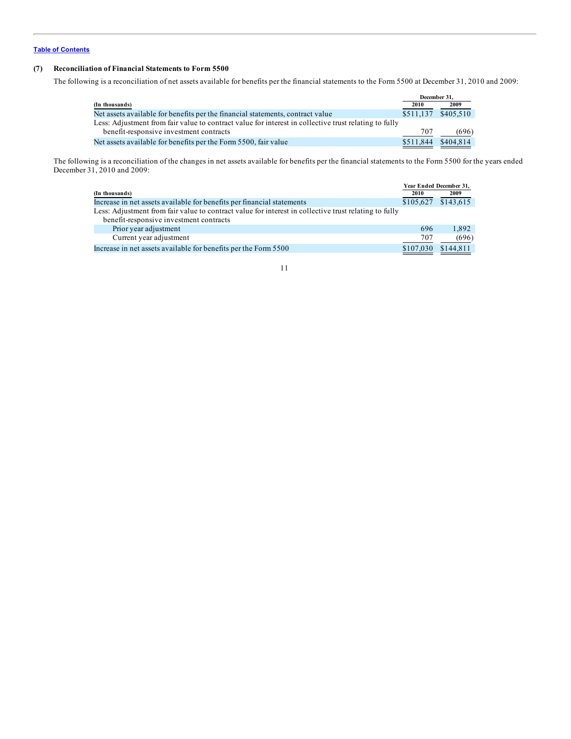[Table of Contents](#)

### (7) Reconciliation of Financial Statements to Form 5500

The following is a reconciliation of net assets available for benefits per the financial statements to the Form 5500 at December 31, 2010 and 2009:

| (In thousands) | December 31, 2010 | December 31, 2009 |
|---|---|---|
| Net assets available for benefits per the financial statements, contract value | $511,137 | $405,510 |
| Less: Adjustment from fair value to contract value for interest in collective trust relating to fully benefit-responsive investment contracts | 707 | (696) |
| Net assets available for benefits per the Form 5500, fair value | $511,844 | $404,814 |

The following is a reconciliation of the changes in net assets available for benefits per the financial statements to the Form 5500 for the years ended December 31, 2010 and 2009:

| (In thousands) | Year Ended December 31, 2010 | Year Ended December 31, 2009 |
|---|---|---|
| Increase in net assets available for benefits per financial statements | $105,627 | $143,615 |
| Less: Adjustment from fair value to contract value for interest in collective trust relating to fully benefit-responsive investment contracts | | |
| Prior year adjustment | 696 | 1,892 |
| Current year adjustment | 707 | (696) |
| Increase in net assets available for benefits per the Form 5500 | $107,030 | $144,811 |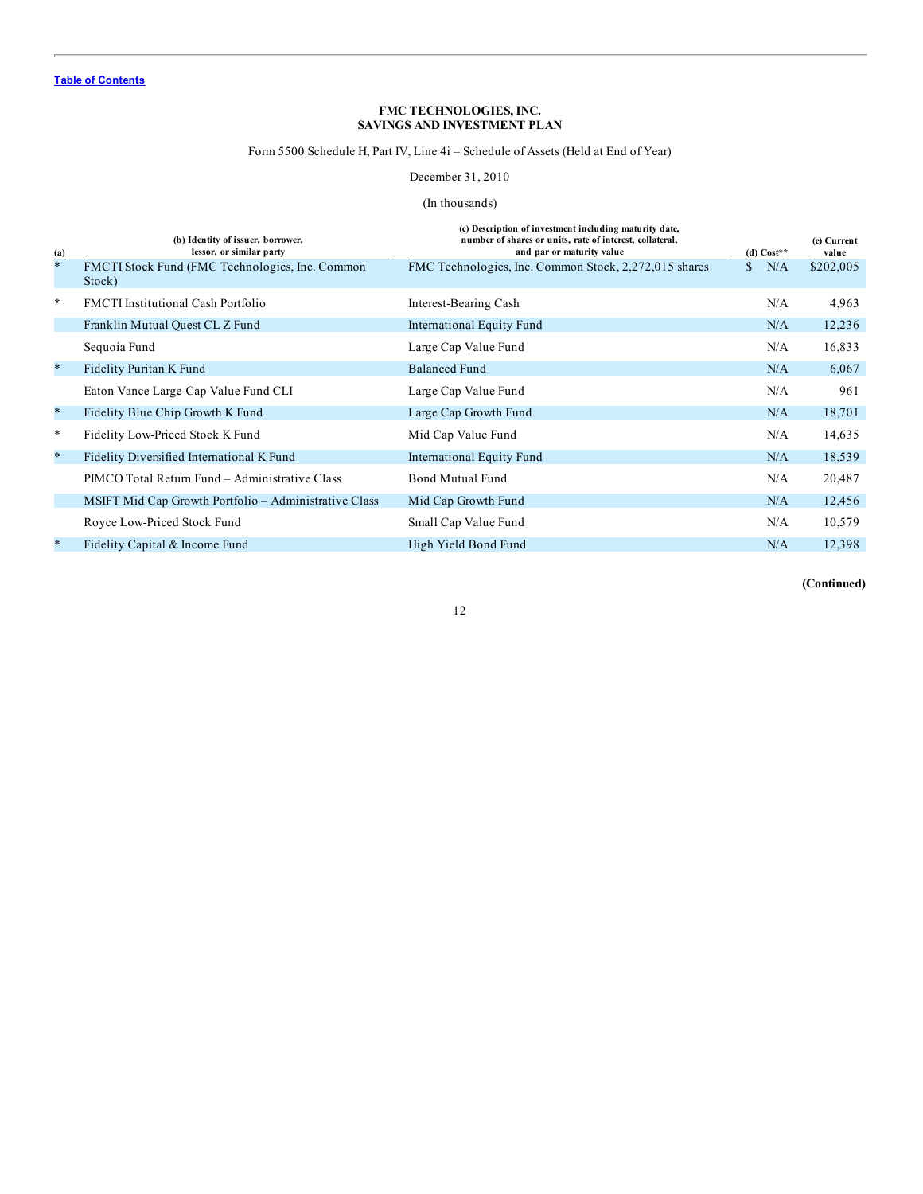[Table of Contents](#)

**FMC TECHNOLOGIES, INC.**
**SAVINGS AND INVESTMENT PLAN**

Form 5500 Schedule H, Part IV, Line 4i – Schedule of Assets (Held at End of Year)

December 31, 2010

(In thousands)

| (a) | (b) Identity of issuer, borrower, lessor, or similar party | (c) Description of investment including maturity date, number of shares or units, rate of interest, collateral, and par or maturity value | (d) Cost** | (e) Current value |
|---|---|---|---|---|
| * | FMCTI Stock Fund (FMC Technologies, Inc. Common Stock) | FMC Technologies, Inc. Common Stock, 2,272,015 shares | $ N/A | $202,005 |
| * | FMCTI Institutional Cash Portfolio | Interest-Bearing Cash | N/A | 4,963 |
| | Franklin Mutual Quest CL Z Fund | International Equity Fund | N/A | 12,236 |
| | Sequoia Fund | Large Cap Value Fund | N/A | 16,833 |
| * | Fidelity Puritan K Fund | Balanced Fund | N/A | 6,067 |
| | Eaton Vance Large-Cap Value Fund CLI | Large Cap Value Fund | N/A | 961 |
| * | Fidelity Blue Chip Growth K Fund | Large Cap Growth Fund | N/A | 18,701 |
| * | Fidelity Low-Priced Stock K Fund | Mid Cap Value Fund | N/A | 14,635 |
| * | Fidelity Diversified International K Fund | International Equity Fund | N/A | 18,539 |
| | PIMCO Total Return Fund – Administrative Class | Bond Mutual Fund | N/A | 20,487 |
| | MSIFT Mid Cap Growth Portfolio – Administrative Class | Mid Cap Growth Fund | N/A | 12,456 |
| | Royce Low-Priced Stock Fund | Small Cap Value Fund | N/A | 10,579 |
| * | Fidelity Capital & Income Fund | High Yield Bond Fund | N/A | 12,398 |

**(Continued)**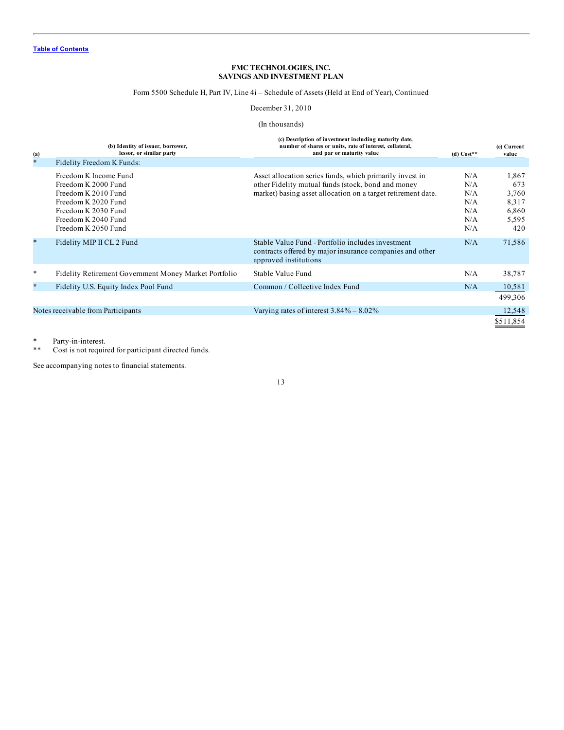[Table of Contents](#)

**FMC TECHNOLOGIES, INC.**
**SAVINGS AND INVESTMENT PLAN**

Form 5500 Schedule H, Part IV, Line 4i – Schedule of Assets (Held at End of Year), Continued

December 31, 2010

(In thousands)

| (a) | (b) Identity of issuer, borrower, lessor, or similar party | (c) Description of investment including maturity date, number of shares or units, rate of interest, collateral, and par or maturity value | (d) Cost** | (e) Current value |
|---|---|---|---|---|
| * | Fidelity Freedom K Funds: | | | |
| | Freedom K Income Fund | Asset allocation series funds, which primarily invest in other Fidelity mutual funds (stock, bond and money market) basing asset allocation on a target retirement date. | N/A | 1,867 |
| | Freedom K 2000 Fund | | N/A | 673 |
| | Freedom K 2010 Fund | | N/A | 3,760 |
| | Freedom K 2020 Fund | | N/A | 8,317 |
| | Freedom K 2030 Fund | | N/A | 6,860 |
| | Freedom K 2040 Fund | | N/A | 5,595 |
| | Freedom K 2050 Fund | | N/A | 420 |
| * | Fidelity MIP II CL 2 Fund | Stable Value Fund - Portfolio includes investment contracts offered by major insurance companies and other approved institutions | N/A | 71,586 |
| * | Fidelity Retirement Government Money Market Portfolio | Stable Value Fund | N/A | 38,787 |
| * | Fidelity U.S. Equity Index Pool Fund | Common / Collective Index Fund | N/A | 10,581 |
| | | | | 499,306 |
| | Notes receivable from Participants | Varying rates of interest 3.84% – 8.02% | | 12,548 |
| | | | | $511,854 |

\* Party-in-interest.
\*\* Cost is not required for participant directed funds.

See accompanying notes to financial statements.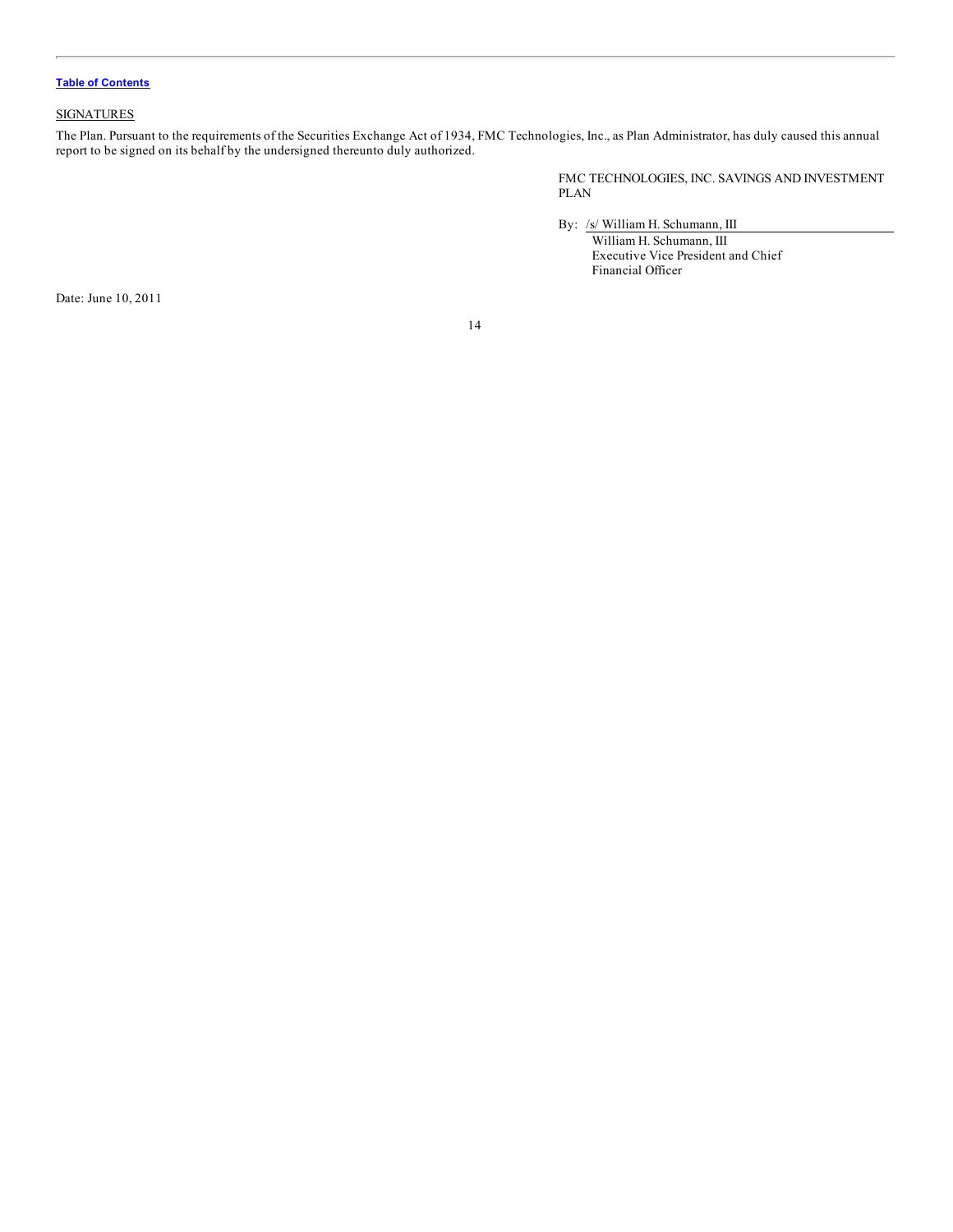Table of Contents

SIGNATURES

The Plan. Pursuant to the requirements of the Securities Exchange Act of 1934, FMC Technologies, Inc., as Plan Administrator, has duly caused this annual report to be signed on its behalf by the undersigned thereunto duly authorized.

FMC TECHNOLOGIES, INC. SAVINGS AND INVESTMENT PLAN

By: /s/ William H. Schumann, III
William H. Schumann, III
Executive Vice President and Chief Financial Officer

Date: June 10, 2011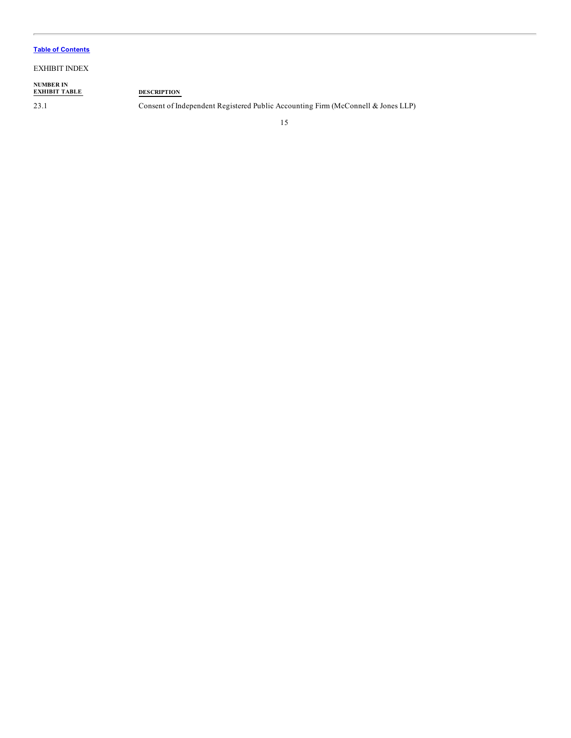[Table of Contents](#)

EXHIBIT INDEX

| NUMBER IN EXHIBIT TABLE | DESCRIPTION |
| --- | --- |
| 23.1 | Consent of Independent Registered Public Accounting Firm (McConnell & Jones LLP) |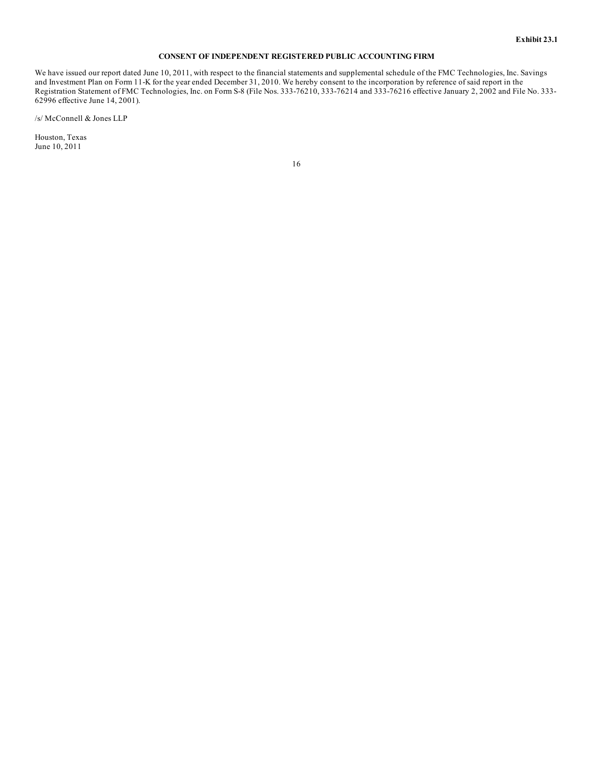**Exhibit 23.1**

**CONSENT OF INDEPENDENT REGISTERED PUBLIC ACCOUNTING FIRM**

We have issued our report dated June 10, 2011, with respect to the financial statements and supplemental schedule of the FMC Technologies, Inc. Savings and Investment Plan on Form 11-K for the year ended December 31, 2010. We hereby consent to the incorporation by reference of said report in the Registration Statement of FMC Technologies, Inc. on Form S-8 (File Nos. 333-76210, 333-76214 and 333-76216 effective January 2, 2002 and File No. 333-62996 effective June 14, 2001).

/s/ McConnell & Jones LLP

Houston, Texas
June 10, 2011